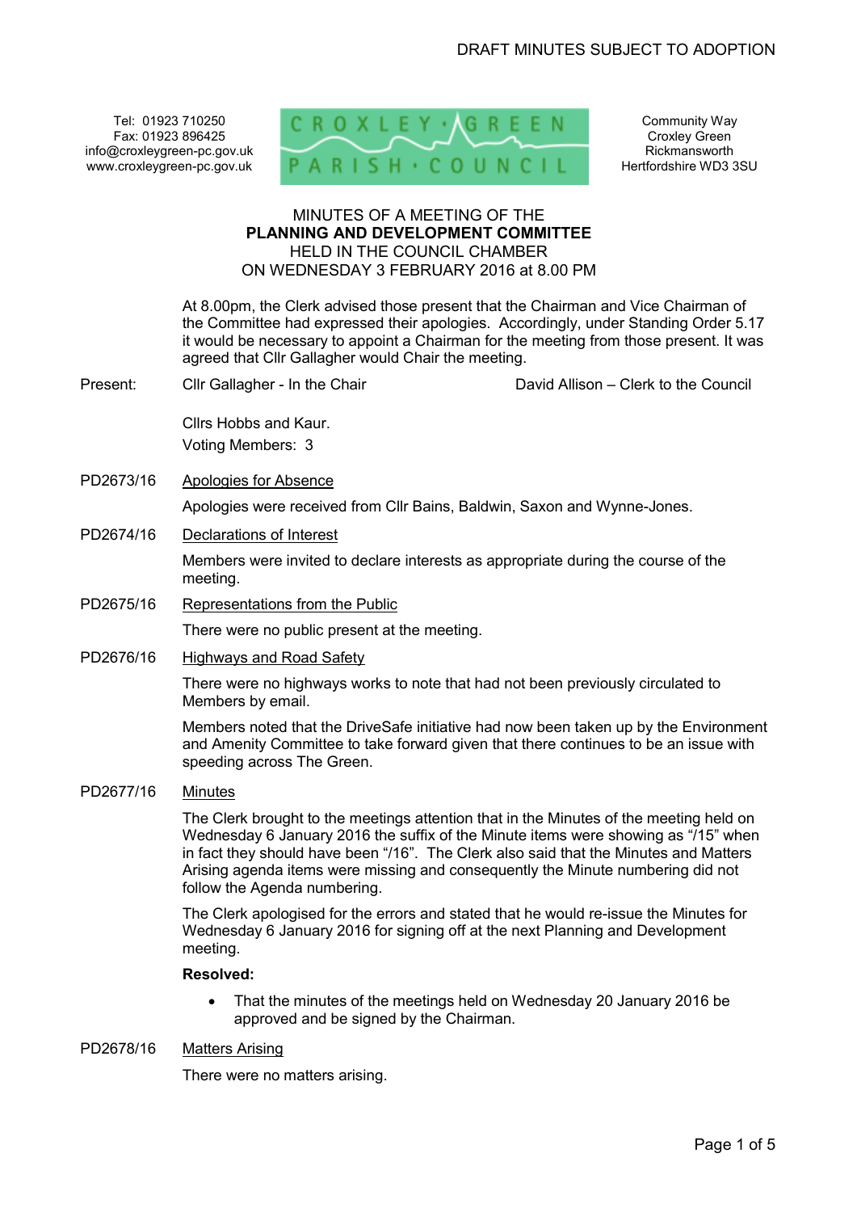DRAFT MINUTES SUBJECT TO ADOPTION

Tel: 01923 710250
Fax: 01923 896425
info@croxleygreen-pc.gov.uk
www.croxleygreen-pc.gov.uk

CROXLEY GREEN PARISH COUNCIL

Community Way
Croxley Green
Rickmansworth
Hertfordshire WD3 3SU

MINUTES OF A MEETING OF THE
**PLANNING AND DEVELOPMENT COMMITTEE**
HELD IN THE COUNCIL CHAMBER
ON WEDNESDAY 3 FEBRUARY 2016 at 8.00 PM

At 8.00pm, the Clerk advised those present that the Chairman and Vice Chairman of the Committee had expressed their apologies. Accordingly, under Standing Order 5.17 it would be necessary to appoint a Chairman for the meeting from those present. It was agreed that Cllr Gallagher would Chair the meeting.

Present: Cllr Gallagher - In the Chair — David Allison – Clerk to the Council

Cllrs Hobbs and Kaur.
Voting Members: 3

PD2673/16 Apologies for Absence

Apologies were received from Cllr Bains, Baldwin, Saxon and Wynne-Jones.

PD2674/16 Declarations of Interest

Members were invited to declare interests as appropriate during the course of the meeting.

PD2675/16 Representations from the Public

There were no public present at the meeting.

PD2676/16 Highways and Road Safety

There were no highways works to note that had not been previously circulated to Members by email.

Members noted that the DriveSafe initiative had now been taken up by the Environment and Amenity Committee to take forward given that there continues to be an issue with speeding across The Green.

PD2677/16 Minutes

The Clerk brought to the meetings attention that in the Minutes of the meeting held on Wednesday 6 January 2016 the suffix of the Minute items were showing as "/15" when in fact they should have been "/16". The Clerk also said that the Minutes and Matters Arising agenda items were missing and consequently the Minute numbering did not follow the Agenda numbering.

The Clerk apologised for the errors and stated that he would re-issue the Minutes for Wednesday 6 January 2016 for signing off at the next Planning and Development meeting.

**Resolved:**

- That the minutes of the meetings held on Wednesday 20 January 2016 be approved and be signed by the Chairman.

PD2678/16 Matters Arising

There were no matters arising.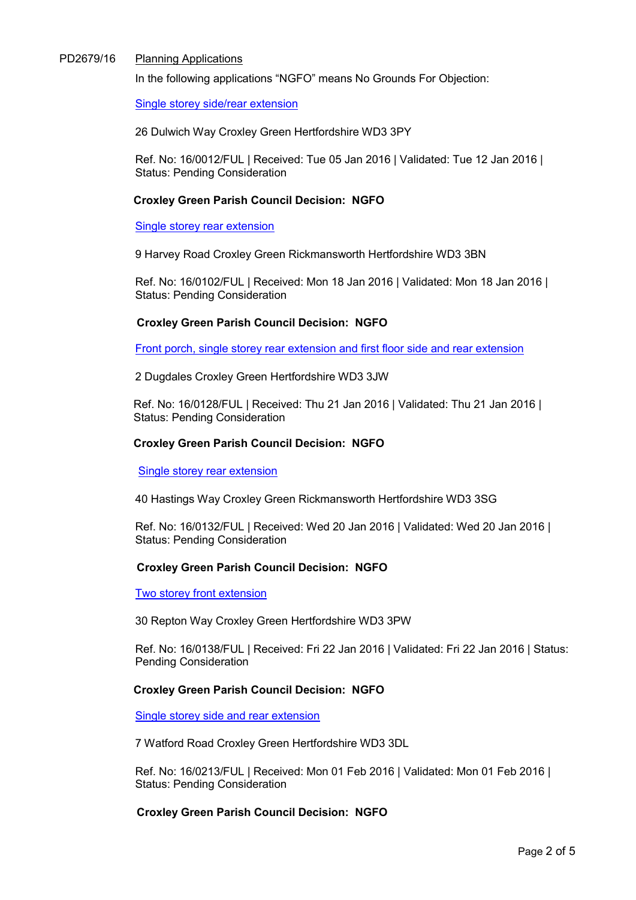PD2679/16 Planning Applications

In the following applications "NGFO" means No Grounds For Objection:

Single storey side/rear extension

26 Dulwich Way Croxley Green Hertfordshire WD3 3PY

Ref. No: 16/0012/FUL | Received: Tue 05 Jan 2016 | Validated: Tue 12 Jan 2016 | Status: Pending Consideration

**Croxley Green Parish Council Decision: NGFO**

Single storey rear extension

9 Harvey Road Croxley Green Rickmansworth Hertfordshire WD3 3BN

Ref. No: 16/0102/FUL | Received: Mon 18 Jan 2016 | Validated: Mon 18 Jan 2016 | Status: Pending Consideration

**Croxley Green Parish Council Decision: NGFO**

Front porch, single storey rear extension and first floor side and rear extension

2 Dugdales Croxley Green Hertfordshire WD3 3JW

Ref. No: 16/0128/FUL | Received: Thu 21 Jan 2016 | Validated: Thu 21 Jan 2016 | Status: Pending Consideration

**Croxley Green Parish Council Decision: NGFO**

Single storey rear extension

40 Hastings Way Croxley Green Rickmansworth Hertfordshire WD3 3SG

Ref. No: 16/0132/FUL | Received: Wed 20 Jan 2016 | Validated: Wed 20 Jan 2016 | Status: Pending Consideration

**Croxley Green Parish Council Decision: NGFO**

Two storey front extension

30 Repton Way Croxley Green Hertfordshire WD3 3PW

Ref. No: 16/0138/FUL | Received: Fri 22 Jan 2016 | Validated: Fri 22 Jan 2016 | Status: Pending Consideration

**Croxley Green Parish Council Decision: NGFO**

Single storey side and rear extension

7 Watford Road Croxley Green Hertfordshire WD3 3DL

Ref. No: 16/0213/FUL | Received: Mon 01 Feb 2016 | Validated: Mon 01 Feb 2016 | Status: Pending Consideration

**Croxley Green Parish Council Decision: NGFO**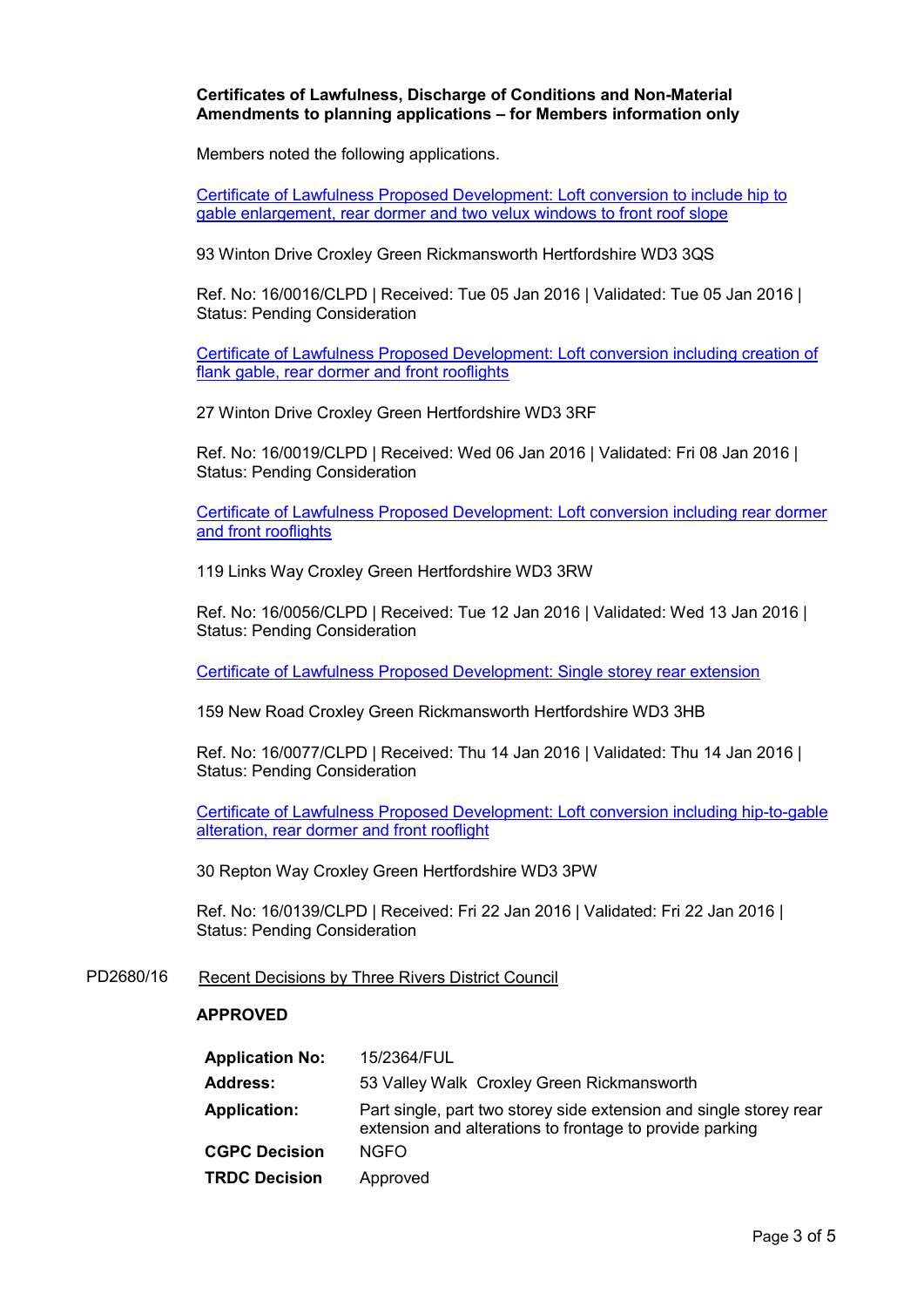**Certificates of Lawfulness, Discharge of Conditions and Non-Material Amendments to planning applications – for Members information only**

Members noted the following applications.

Certificate of Lawfulness Proposed Development: Loft conversion to include hip to gable enlargement, rear dormer and two velux windows to front roof slope

93 Winton Drive Croxley Green Rickmansworth Hertfordshire WD3 3QS

Ref. No: 16/0016/CLPD | Received: Tue 05 Jan 2016 | Validated: Tue 05 Jan 2016 | Status: Pending Consideration

Certificate of Lawfulness Proposed Development: Loft conversion including creation of flank gable, rear dormer and front rooflights

27 Winton Drive Croxley Green Hertfordshire WD3 3RF

Ref. No: 16/0019/CLPD | Received: Wed 06 Jan 2016 | Validated: Fri 08 Jan 2016 | Status: Pending Consideration

Certificate of Lawfulness Proposed Development: Loft conversion including rear dormer and front rooflights

119 Links Way Croxley Green Hertfordshire WD3 3RW

Ref. No: 16/0056/CLPD | Received: Tue 12 Jan 2016 | Validated: Wed 13 Jan 2016 | Status: Pending Consideration

Certificate of Lawfulness Proposed Development: Single storey rear extension

159 New Road Croxley Green Rickmansworth Hertfordshire WD3 3HB

Ref. No: 16/0077/CLPD | Received: Thu 14 Jan 2016 | Validated: Thu 14 Jan 2016 | Status: Pending Consideration

Certificate of Lawfulness Proposed Development: Loft conversion including hip-to-gable alteration, rear dormer and front rooflight

30 Repton Way Croxley Green Hertfordshire WD3 3PW

Ref. No: 16/0139/CLPD | Received: Fri 22 Jan 2016 | Validated: Fri 22 Jan 2016 | Status: Pending Consideration

PD2680/16 Recent Decisions by Three Rivers District Council

**APPROVED**

| | |
|---|---|
| **Application No:** | 15/2364/FUL |
| **Address:** | 53 Valley Walk Croxley Green Rickmansworth |
| **Application:** | Part single, part two storey side extension and single storey rear extension and alterations to frontage to provide parking |
| **CGPC Decision** | NGFO |
| **TRDC Decision** | Approved |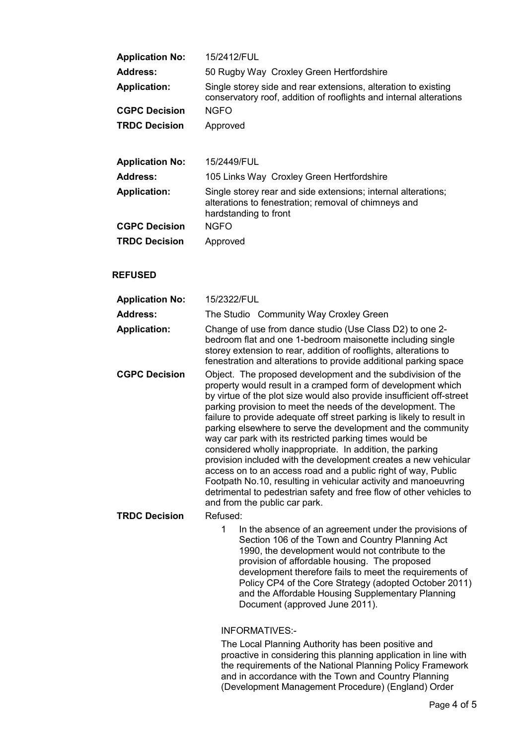| | |
|---|---|
| **Application No:** | 15/2412/FUL |
| **Address:** | 50 Rugby Way Croxley Green Hertfordshire |
| **Application:** | Single storey side and rear extensions, alteration to existing conservatory roof, addition of rooflights and internal alterations |
| **CGPC Decision** | NGFO |
| **TRDC Decision** | Approved |

| | |
|---|---|
| **Application No:** | 15/2449/FUL |
| **Address:** | 105 Links Way Croxley Green Hertfordshire |
| **Application:** | Single storey rear and side extensions; internal alterations; alterations to fenestration; removal of chimneys and hardstanding to front |
| **CGPC Decision** | NGFO |
| **TRDC Decision** | Approved |

## REFUSED

**Application No:** 15/2322/FUL

**Address:** The Studio Community Way Croxley Green

**Application:** Change of use from dance studio (Use Class D2) to one 2-bedroom flat and one 1-bedroom maisonette including single storey extension to rear, addition of rooflights, alterations to fenestration and alterations to provide additional parking space

**CGPC Decision** Object. The proposed development and the subdivision of the property would result in a cramped form of development which by virtue of the plot size would also provide insufficient off-street parking provision to meet the needs of the development. The failure to provide adequate off street parking is likely to result in parking elsewhere to serve the development and the community way car park with its restricted parking times would be considered wholly inappropriate. In addition, the parking provision included with the development creates a new vehicular access on to an access road and a public right of way, Public Footpath No.10, resulting in vehicular activity and manoeuvring detrimental to pedestrian safety and free flow of other vehicles to and from the public car park.

**TRDC Decision** Refused:

1. In the absence of an agreement under the provisions of Section 106 of the Town and Country Planning Act 1990, the development would not contribute to the provision of affordable housing. The proposed development therefore fails to meet the requirements of Policy CP4 of the Core Strategy (adopted October 2011) and the Affordable Housing Supplementary Planning Document (approved June 2011).

INFORMATIVES:-

The Local Planning Authority has been positive and proactive in considering this planning application in line with the requirements of the National Planning Policy Framework and in accordance with the Town and Country Planning (Development Management Procedure) (England) Order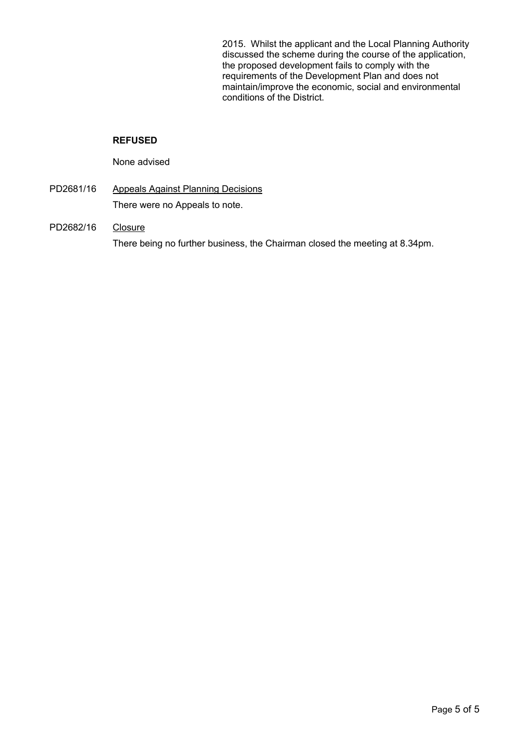2015. Whilst the applicant and the Local Planning Authority discussed the scheme during the course of the application, the proposed development fails to comply with the requirements of the Development Plan and does not maintain/improve the economic, social and environmental conditions of the District.

**REFUSED**

None advised

PD2681/16 Appeals Against Planning Decisions

There were no Appeals to note.

PD2682/16 Closure

There being no further business, the Chairman closed the meeting at 8.34pm.